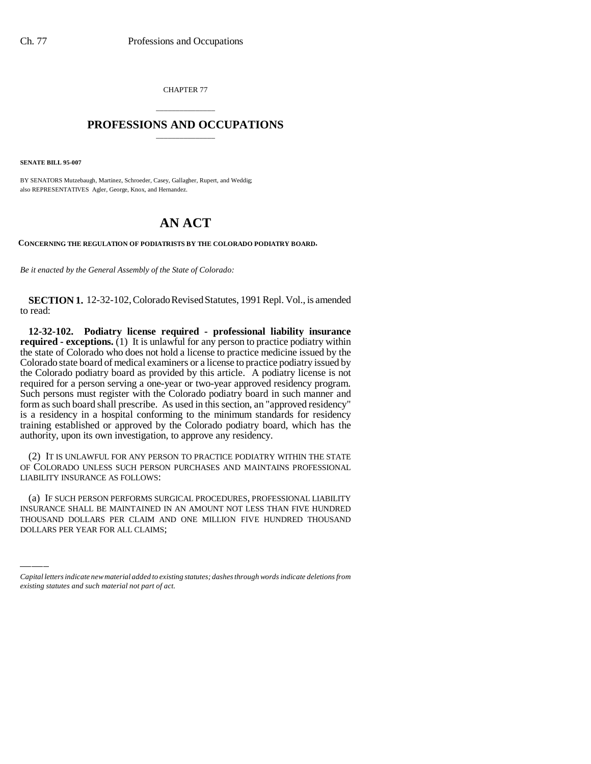CHAPTER 77

# PROFESSIONS AND OCCUPATIONS

**SENATE BILL 95-007**

BY SENATORS Mutzebaugh, Martinez, Schroeder, Casey, Gallagher, Rupert, and Weddig;
also REPRESENTATIVES Agler, George, Knox, and Hernandez.

# AN ACT

**CONCERNING THE REGULATION OF PODIATRISTS BY THE COLORADO PODIATRY BOARD.**

*Be it enacted by the General Assembly of the State of Colorado:*

**SECTION 1.** 12-32-102, Colorado Revised Statutes, 1991 Repl. Vol., is amended to read:

**12-32-102. Podiatry license required - professional liability insurance required - exceptions.** (1) It is unlawful for any person to practice podiatry within the state of Colorado who does not hold a license to practice medicine issued by the Colorado state board of medical examiners or a license to practice podiatry issued by the Colorado podiatry board as provided by this article. A podiatry license is not required for a person serving a one-year or two-year approved residency program. Such persons must register with the Colorado podiatry board in such manner and form as such board shall prescribe. As used in this section, an "approved residency" is a residency in a hospital conforming to the minimum standards for residency training established or approved by the Colorado podiatry board, which has the authority, upon its own investigation, to approve any residency.

(2) IT IS UNLAWFUL FOR ANY PERSON TO PRACTICE PODIATRY WITHIN THE STATE OF COLORADO UNLESS SUCH PERSON PURCHASES AND MAINTAINS PROFESSIONAL LIABILITY INSURANCE AS FOLLOWS:

(a) IF SUCH PERSON PERFORMS SURGICAL PROCEDURES, PROFESSIONAL LIABILITY INSURANCE SHALL BE MAINTAINED IN AN AMOUNT NOT LESS THAN FIVE HUNDRED THOUSAND DOLLARS PER CLAIM AND ONE MILLION FIVE HUNDRED THOUSAND DOLLARS PER YEAR FOR ALL CLAIMS;

*Capital letters indicate new material added to existing statutes; dashes through words indicate deletions from existing statutes and such material not part of act.*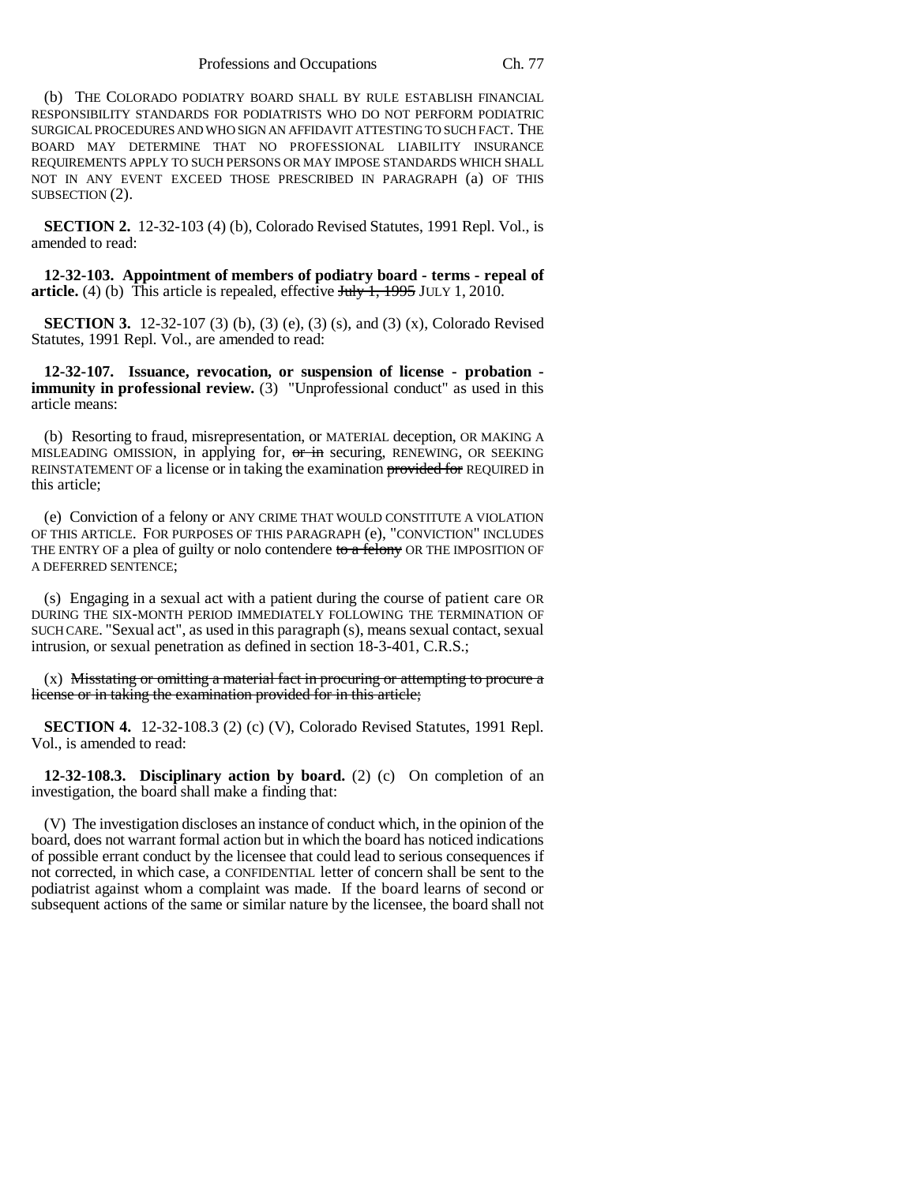(b) THE COLORADO PODIATRY BOARD SHALL BY RULE ESTABLISH FINANCIAL RESPONSIBILITY STANDARDS FOR PODIATRISTS WHO DO NOT PERFORM PODIATRIC SURGICAL PROCEDURES AND WHO SIGN AN AFFIDAVIT ATTESTING TO SUCH FACT. THE BOARD MAY DETERMINE THAT NO PROFESSIONAL LIABILITY INSURANCE REQUIREMENTS APPLY TO SUCH PERSONS OR MAY IMPOSE STANDARDS WHICH SHALL NOT IN ANY EVENT EXCEED THOSE PRESCRIBED IN PARAGRAPH (a) OF THIS SUBSECTION (2).

**SECTION 2.** 12-32-103 (4) (b), Colorado Revised Statutes, 1991 Repl. Vol., is amended to read:

**12-32-103. Appointment of members of podiatry board - terms - repeal of article.** (4) (b) This article is repealed, effective ~~July 1, 1995~~ JULY 1, 2010.

**SECTION 3.** 12-32-107 (3) (b), (3) (e), (3) (s), and (3) (x), Colorado Revised Statutes, 1991 Repl. Vol., are amended to read:

**12-32-107. Issuance, revocation, or suspension of license - probation - immunity in professional review.** (3) "Unprofessional conduct" as used in this article means:

(b) Resorting to fraud, misrepresentation, or MATERIAL deception, OR MAKING A MISLEADING OMISSION, in applying for, ~~or in~~ securing, RENEWING, OR SEEKING REINSTATEMENT OF a license or in taking the examination ~~provided for~~ REQUIRED in this article;

(e) Conviction of a felony or ANY CRIME THAT WOULD CONSTITUTE A VIOLATION OF THIS ARTICLE. FOR PURPOSES OF THIS PARAGRAPH (e), "CONVICTION" INCLUDES THE ENTRY OF a plea of guilty or nolo contendere ~~to a felony~~ OR THE IMPOSITION OF A DEFERRED SENTENCE;

(s) Engaging in a sexual act with a patient during the course of patient care OR DURING THE SIX-MONTH PERIOD IMMEDIATELY FOLLOWING THE TERMINATION OF SUCH CARE. "Sexual act", as used in this paragraph (s), means sexual contact, sexual intrusion, or sexual penetration as defined in section 18-3-401, C.R.S.;

(x) ~~Misstating or omitting a material fact in procuring or attempting to procure a license or in taking the examination provided for in this article;~~

**SECTION 4.** 12-32-108.3 (2) (c) (V), Colorado Revised Statutes, 1991 Repl. Vol., is amended to read:

**12-32-108.3. Disciplinary action by board.** (2) (c) On completion of an investigation, the board shall make a finding that:

(V) The investigation discloses an instance of conduct which, in the opinion of the board, does not warrant formal action but in which the board has noticed indications of possible errant conduct by the licensee that could lead to serious consequences if not corrected, in which case, a CONFIDENTIAL letter of concern shall be sent to the podiatrist against whom a complaint was made. If the board learns of second or subsequent actions of the same or similar nature by the licensee, the board shall not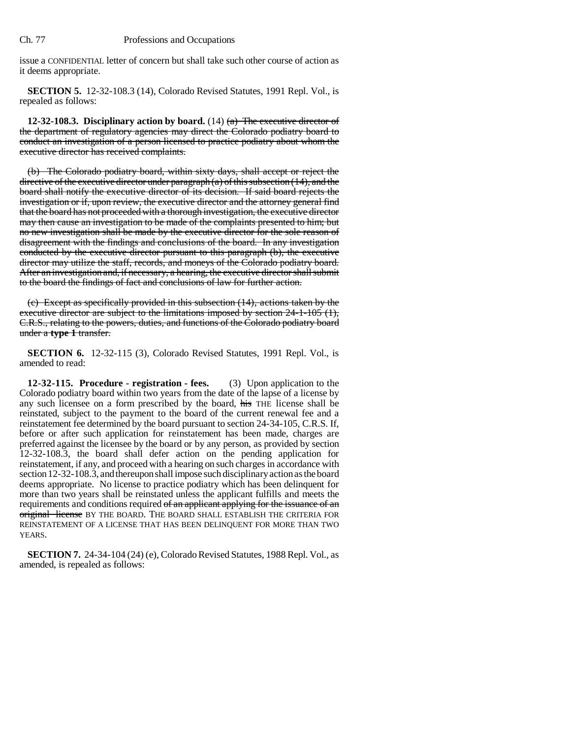issue a CONFIDENTIAL letter of concern but shall take such other course of action as it deems appropriate.

**SECTION 5.** 12-32-108.3 (14), Colorado Revised Statutes, 1991 Repl. Vol., is repealed as follows:

**12-32-108.3. Disciplinary action by board.** (14) ~~(a) The executive director of the department of regulatory agencies may direct the Colorado podiatry board to conduct an investigation of a person licensed to practice podiatry about whom the executive director has received complaints.~~

~~(b) The Colorado podiatry board, within sixty days, shall accept or reject the directive of the executive director under paragraph (a) of this subsection (14), and the board shall notify the executive director of its decision. If said board rejects the investigation or if, upon review, the executive director and the attorney general find that the board has not proceeded with a thorough investigation, the executive director may then cause an investigation to be made of the complaints presented to him; but no new investigation shall be made by the executive director for the sole reason of disagreement with the findings and conclusions of the board. In any investigation conducted by the executive director pursuant to this paragraph (b), the executive director may utilize the staff, records, and moneys of the Colorado podiatry board. After an investigation and, if necessary, a hearing, the executive director shall submit to the board the findings of fact and conclusions of law for further action.~~

~~(c) Except as specifically provided in this subsection (14), actions taken by the executive director are subject to the limitations imposed by section 24-1-105 (1), C.R.S., relating to the powers, duties, and functions of the Colorado podiatry board under a **type 1** transfer.~~

**SECTION 6.** 12-32-115 (3), Colorado Revised Statutes, 1991 Repl. Vol., is amended to read:

**12-32-115. Procedure - registration - fees.** (3) Upon application to the Colorado podiatry board within two years from the date of the lapse of a license by any such licensee on a form prescribed by the board, ~~his~~ THE license shall be reinstated, subject to the payment to the board of the current renewal fee and a reinstatement fee determined by the board pursuant to section 24-34-105, C.R.S. If, before or after such application for reinstatement has been made, charges are preferred against the licensee by the board or by any person, as provided by section 12-32-108.3, the board shall defer action on the pending application for reinstatement, if any, and proceed with a hearing on such charges in accordance with section 12-32-108.3, and thereupon shall impose such disciplinary action as the board deems appropriate. No license to practice podiatry which has been delinquent for more than two years shall be reinstated unless the applicant fulfills and meets the requirements and conditions required ~~of an applicant applying for the issuance of an original license~~ BY THE BOARD. THE BOARD SHALL ESTABLISH THE CRITERIA FOR REINSTATEMENT OF A LICENSE THAT HAS BEEN DELINQUENT FOR MORE THAN TWO YEARS.

**SECTION 7.** 24-34-104 (24) (e), Colorado Revised Statutes, 1988 Repl. Vol., as amended, is repealed as follows: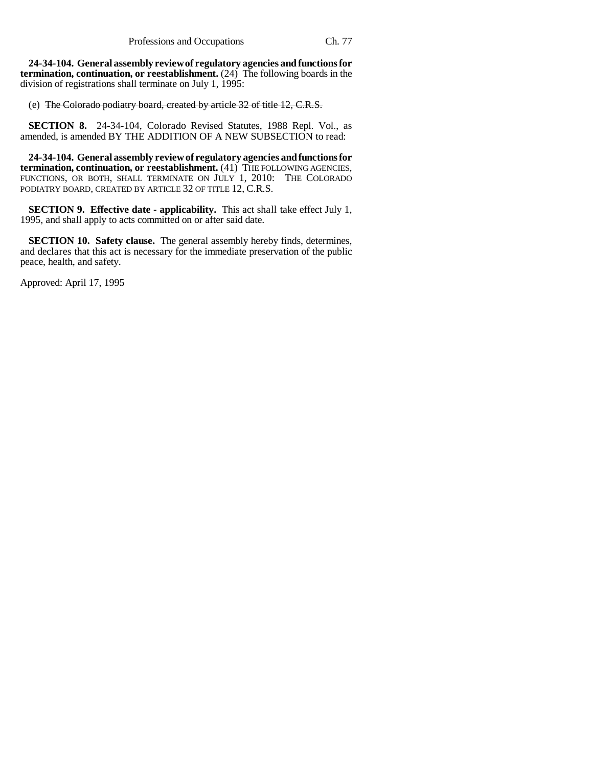**24-34-104. General assembly review of regulatory agencies and functions for termination, continuation, or reestablishment.** (24) The following boards in the division of registrations shall terminate on July 1, 1995:

(e) ~~The Colorado podiatry board, created by article 32 of title 12, C.R.S.~~

**SECTION 8.** 24-34-104, Colorado Revised Statutes, 1988 Repl. Vol., as amended, is amended BY THE ADDITION OF A NEW SUBSECTION to read:

**24-34-104. General assembly review of regulatory agencies and functions for termination, continuation, or reestablishment.** (41) THE FOLLOWING AGENCIES, FUNCTIONS, OR BOTH, SHALL TERMINATE ON JULY 1, 2010: THE COLORADO PODIATRY BOARD, CREATED BY ARTICLE 32 OF TITLE 12, C.R.S.

**SECTION 9. Effective date - applicability.** This act shall take effect July 1, 1995, and shall apply to acts committed on or after said date.

**SECTION 10. Safety clause.** The general assembly hereby finds, determines, and declares that this act is necessary for the immediate preservation of the public peace, health, and safety.

Approved: April 17, 1995